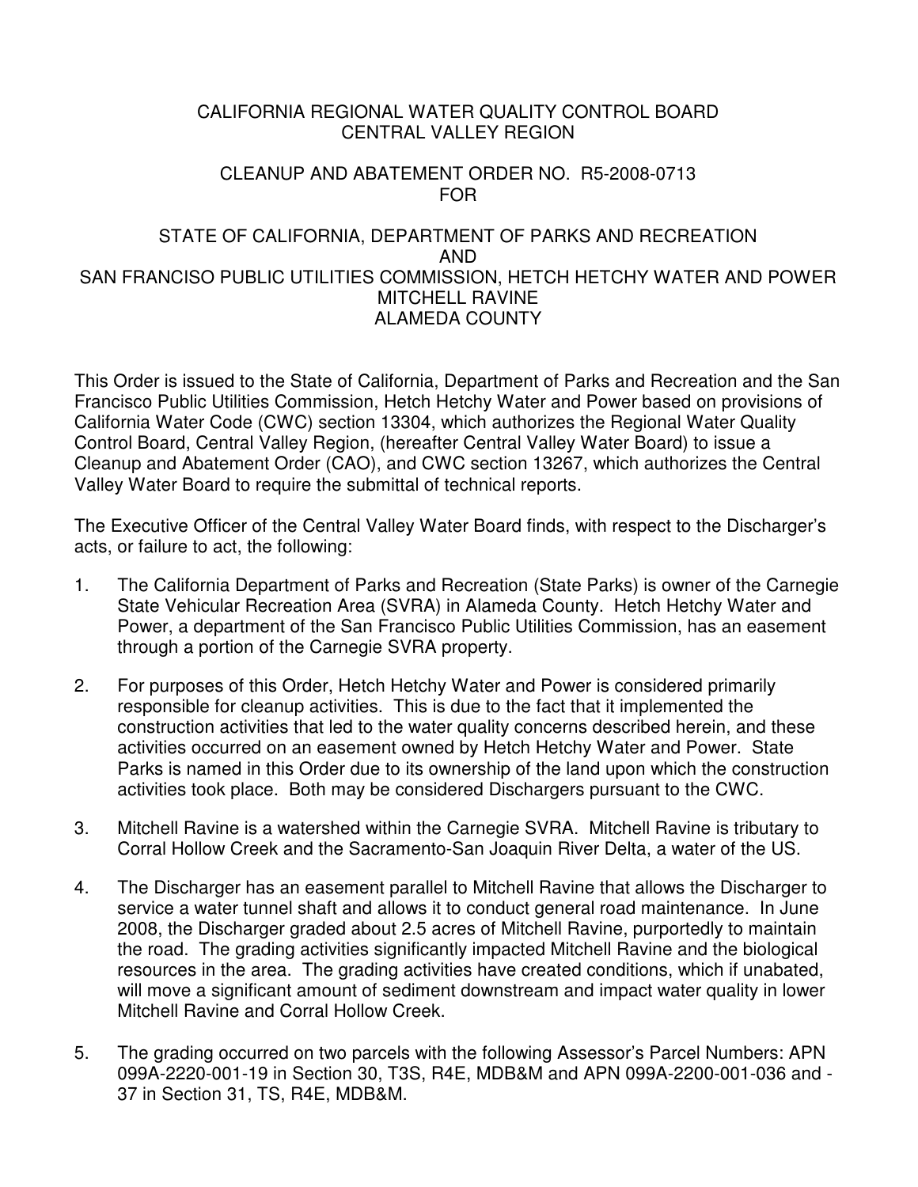# CALIFORNIA REGIONAL WATER QUALITY CONTROL BOARD
# CENTRAL VALLEY REGION

## CLEANUP AND ABATEMENT ORDER NO. R5-2008-0713
## FOR

## STATE OF CALIFORNIA, DEPARTMENT OF PARKS AND RECREATION
## AND
## SAN FRANCISCO PUBLIC UTILITIES COMMISSION, HETCH HETCHY WATER AND POWER
## MITCHELL RAVINE
## ALAMEDA COUNTY

This Order is issued to the State of California, Department of Parks and Recreation and the San Francisco Public Utilities Commission, Hetch Hetchy Water and Power based on provisions of California Water Code (CWC) section 13304, which authorizes the Regional Water Quality Control Board, Central Valley Region, (hereafter Central Valley Water Board) to issue a Cleanup and Abatement Order (CAO), and CWC section 13267, which authorizes the Central Valley Water Board to require the submittal of technical reports.

The Executive Officer of the Central Valley Water Board finds, with respect to the Discharger's acts, or failure to act, the following:

1. The California Department of Parks and Recreation (State Parks) is owner of the Carnegie State Vehicular Recreation Area (SVRA) in Alameda County. Hetch Hetchy Water and Power, a department of the San Francisco Public Utilities Commission, has an easement through a portion of the Carnegie SVRA property.

2. For purposes of this Order, Hetch Hetchy Water and Power is considered primarily responsible for cleanup activities. This is due to the fact that it implemented the construction activities that led to the water quality concerns described herein, and these activities occurred on an easement owned by Hetch Hetchy Water and Power. State Parks is named in this Order due to its ownership of the land upon which the construction activities took place. Both may be considered Dischargers pursuant to the CWC.

3. Mitchell Ravine is a watershed within the Carnegie SVRA. Mitchell Ravine is tributary to Corral Hollow Creek and the Sacramento-San Joaquin River Delta, a water of the US.

4. The Discharger has an easement parallel to Mitchell Ravine that allows the Discharger to service a water tunnel shaft and allows it to conduct general road maintenance. In June 2008, the Discharger graded about 2.5 acres of Mitchell Ravine, purportedly to maintain the road. The grading activities significantly impacted Mitchell Ravine and the biological resources in the area. The grading activities have created conditions, which if unabated, will move a significant amount of sediment downstream and impact water quality in lower Mitchell Ravine and Corral Hollow Creek.

5. The grading occurred on two parcels with the following Assessor's Parcel Numbers: APN 099A-2220-001-19 in Section 30, T3S, R4E, MDB&M and APN 099A-2200-001-036 and -37 in Section 31, TS, R4E, MDB&M.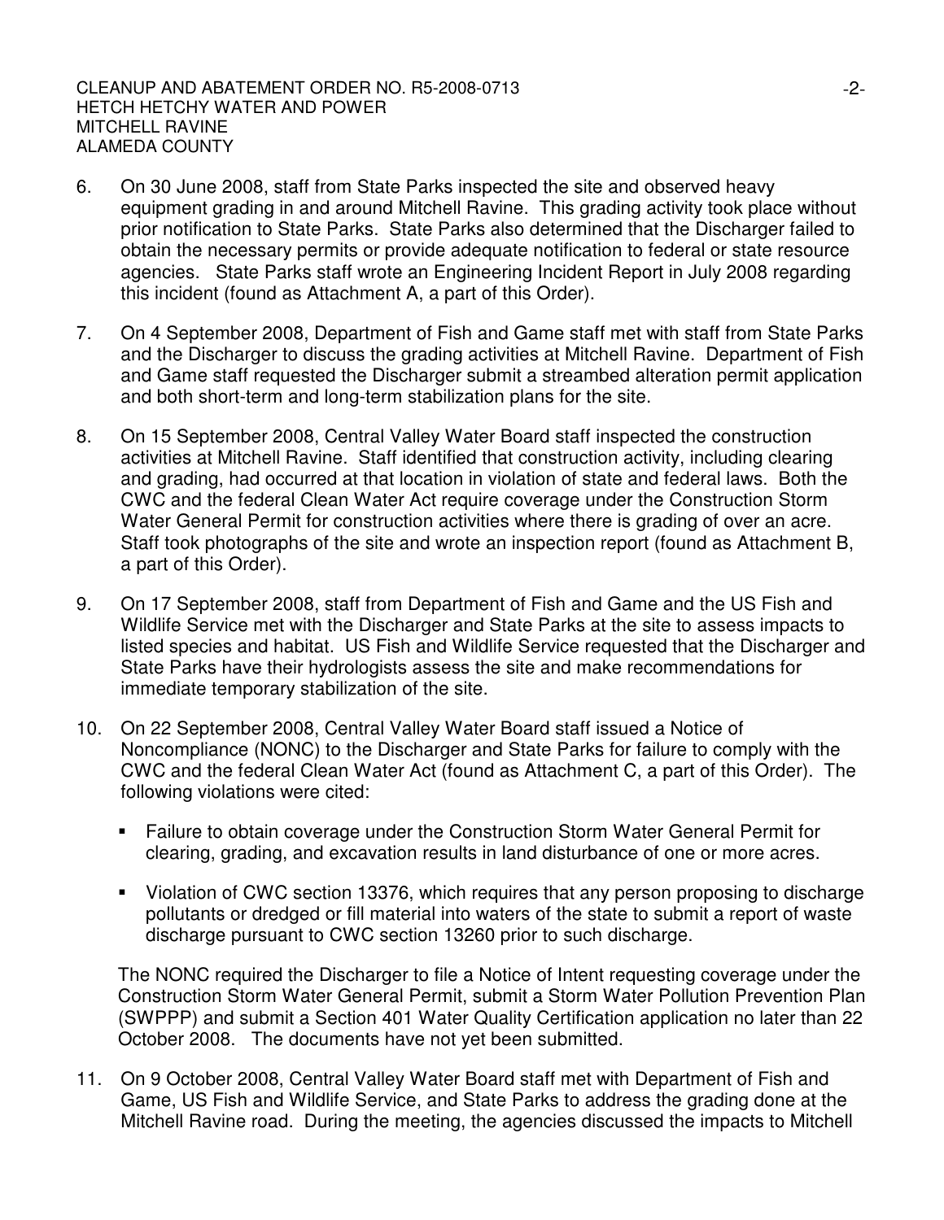6. On 30 June 2008, staff from State Parks inspected the site and observed heavy equipment grading in and around Mitchell Ravine. This grading activity took place without prior notification to State Parks. State Parks also determined that the Discharger failed to obtain the necessary permits or provide adequate notification to federal or state resource agencies. State Parks staff wrote an Engineering Incident Report in July 2008 regarding this incident (found as Attachment A, a part of this Order).

7. On 4 September 2008, Department of Fish and Game staff met with staff from State Parks and the Discharger to discuss the grading activities at Mitchell Ravine. Department of Fish and Game staff requested the Discharger submit a streambed alteration permit application and both short-term and long-term stabilization plans for the site.

8. On 15 September 2008, Central Valley Water Board staff inspected the construction activities at Mitchell Ravine. Staff identified that construction activity, including clearing and grading, had occurred at that location in violation of state and federal laws. Both the CWC and the federal Clean Water Act require coverage under the Construction Storm Water General Permit for construction activities where there is grading of over an acre. Staff took photographs of the site and wrote an inspection report (found as Attachment B, a part of this Order).

9. On 17 September 2008, staff from Department of Fish and Game and the US Fish and Wildlife Service met with the Discharger and State Parks at the site to assess impacts to listed species and habitat. US Fish and Wildlife Service requested that the Discharger and State Parks have their hydrologists assess the site and make recommendations for immediate temporary stabilization of the site.

10. On 22 September 2008, Central Valley Water Board staff issued a Notice of Noncompliance (NONC) to the Discharger and State Parks for failure to comply with the CWC and the federal Clean Water Act (found as Attachment C, a part of this Order). The following violations were cited:

    - Failure to obtain coverage under the Construction Storm Water General Permit for clearing, grading, and excavation results in land disturbance of one or more acres.
    - Violation of CWC section 13376, which requires that any person proposing to discharge pollutants or dredged or fill material into waters of the state to submit a report of waste discharge pursuant to CWC section 13260 prior to such discharge.

    The NONC required the Discharger to file a Notice of Intent requesting coverage under the Construction Storm Water General Permit, submit a Storm Water Pollution Prevention Plan (SWPPP) and submit a Section 401 Water Quality Certification application no later than 22 October 2008. The documents have not yet been submitted.

11. On 9 October 2008, Central Valley Water Board staff met with Department of Fish and Game, US Fish and Wildlife Service, and State Parks to address the grading done at the Mitchell Ravine road. During the meeting, the agencies discussed the impacts to Mitchell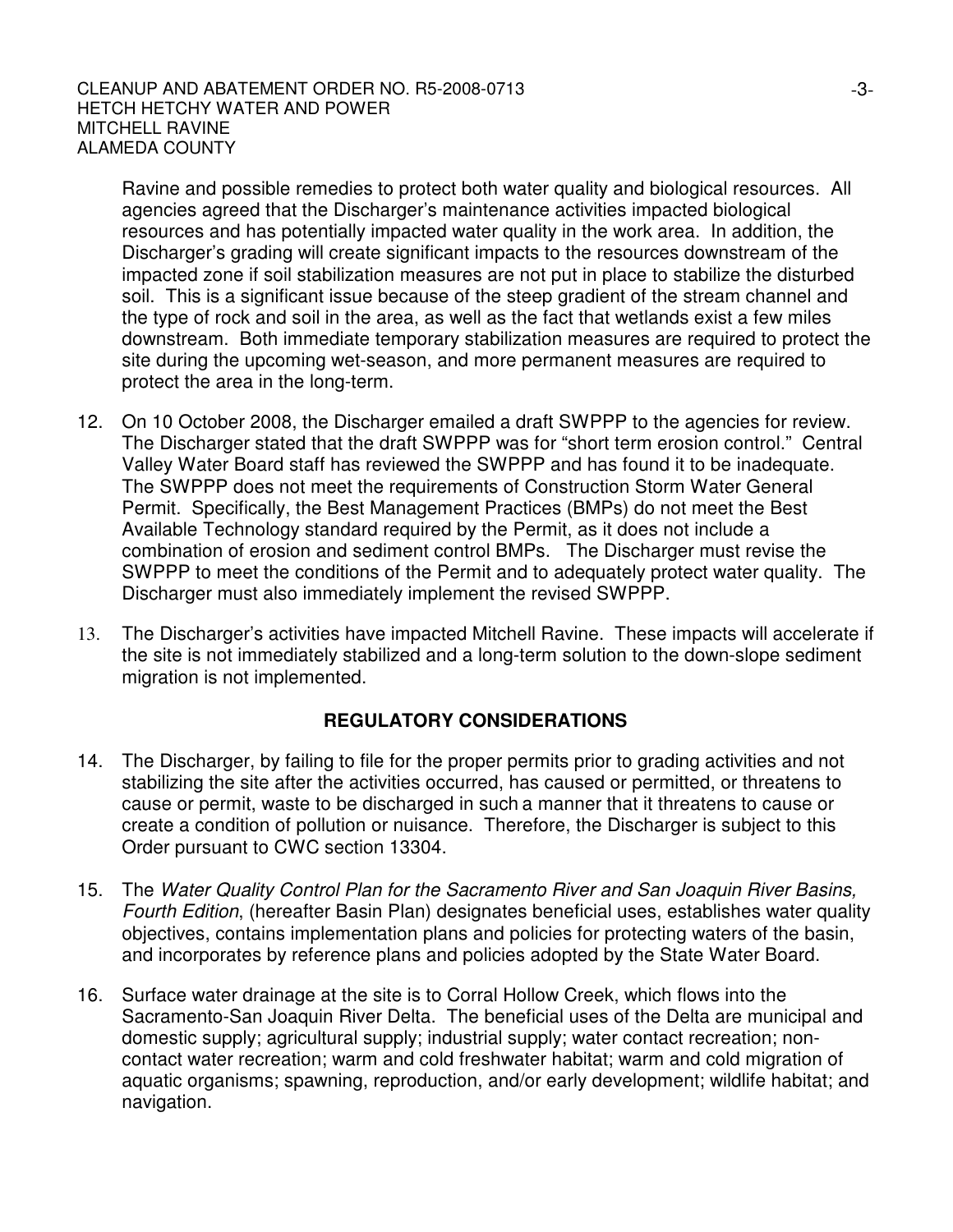Ravine and possible remedies to protect both water quality and biological resources. All agencies agreed that the Discharger's maintenance activities impacted biological resources and has potentially impacted water quality in the work area. In addition, the Discharger's grading will create significant impacts to the resources downstream of the impacted zone if soil stabilization measures are not put in place to stabilize the disturbed soil. This is a significant issue because of the steep gradient of the stream channel and the type of rock and soil in the area, as well as the fact that wetlands exist a few miles downstream. Both immediate temporary stabilization measures are required to protect the site during the upcoming wet-season, and more permanent measures are required to protect the area in the long-term.

12. On 10 October 2008, the Discharger emailed a draft SWPPP to the agencies for review. The Discharger stated that the draft SWPPP was for "short term erosion control." Central Valley Water Board staff has reviewed the SWPPP and has found it to be inadequate. The SWPPP does not meet the requirements of Construction Storm Water General Permit. Specifically, the Best Management Practices (BMPs) do not meet the Best Available Technology standard required by the Permit, as it does not include a combination of erosion and sediment control BMPs. The Discharger must revise the SWPPP to meet the conditions of the Permit and to adequately protect water quality. The Discharger must also immediately implement the revised SWPPP.

13. The Discharger's activities have impacted Mitchell Ravine. These impacts will accelerate if the site is not immediately stabilized and a long-term solution to the down-slope sediment migration is not implemented.

## REGULATORY CONSIDERATIONS

14. The Discharger, by failing to file for the proper permits prior to grading activities and not stabilizing the site after the activities occurred, has caused or permitted, or threatens to cause or permit, waste to be discharged in such a manner that it threatens to cause or create a condition of pollution or nuisance. Therefore, the Discharger is subject to this Order pursuant to CWC section 13304.

15. The *Water Quality Control Plan for the Sacramento River and San Joaquin River Basins, Fourth Edition*, (hereafter Basin Plan) designates beneficial uses, establishes water quality objectives, contains implementation plans and policies for protecting waters of the basin, and incorporates by reference plans and policies adopted by the State Water Board.

16. Surface water drainage at the site is to Corral Hollow Creek, which flows into the Sacramento-San Joaquin River Delta. The beneficial uses of the Delta are municipal and domestic supply; agricultural supply; industrial supply; water contact recreation; non-contact water recreation; warm and cold freshwater habitat; warm and cold migration of aquatic organisms; spawning, reproduction, and/or early development; wildlife habitat; and navigation.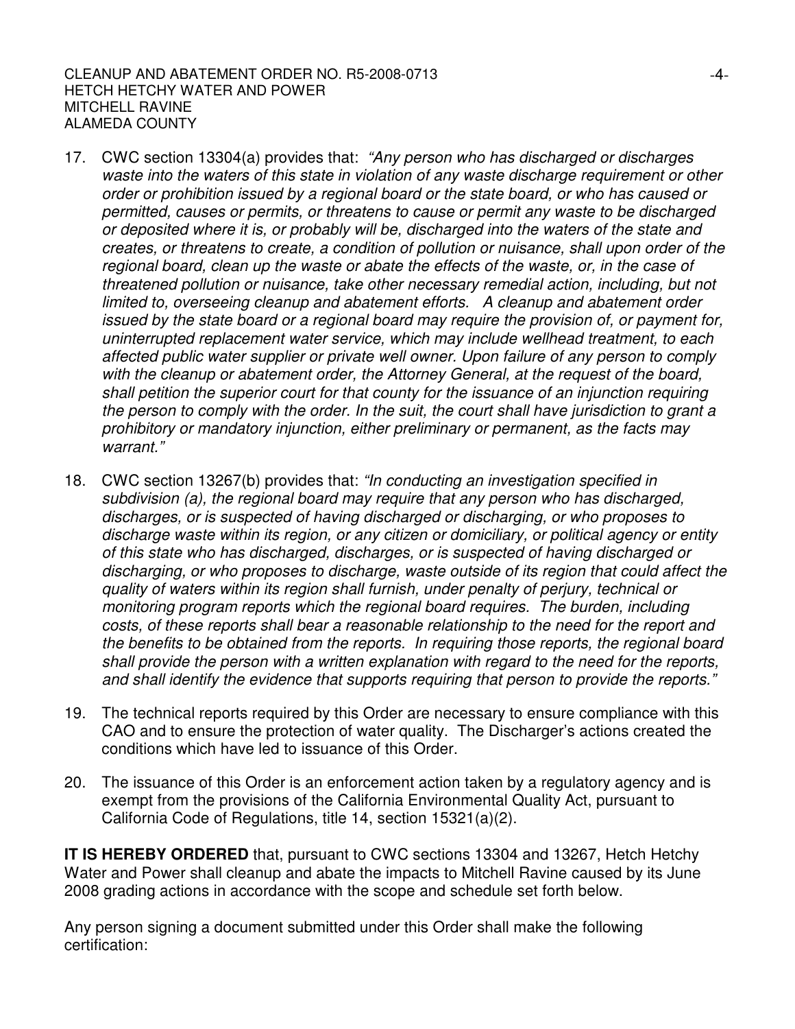17. CWC section 13304(a) provides that: *"Any person who has discharged or discharges waste into the waters of this state in violation of any waste discharge requirement or other order or prohibition issued by a regional board or the state board, or who has caused or permitted, causes or permits, or threatens to cause or permit any waste to be discharged or deposited where it is, or probably will be, discharged into the waters of the state and creates, or threatens to create, a condition of pollution or nuisance, shall upon order of the regional board, clean up the waste or abate the effects of the waste, or, in the case of threatened pollution or nuisance, take other necessary remedial action, including, but not limited to, overseeing cleanup and abatement efforts. A cleanup and abatement order issued by the state board or a regional board may require the provision of, or payment for, uninterrupted replacement water service, which may include wellhead treatment, to each affected public water supplier or private well owner. Upon failure of any person to comply with the cleanup or abatement order, the Attorney General, at the request of the board, shall petition the superior court for that county for the issuance of an injunction requiring the person to comply with the order. In the suit, the court shall have jurisdiction to grant a prohibitory or mandatory injunction, either preliminary or permanent, as the facts may warrant."*

18. CWC section 13267(b) provides that: *"In conducting an investigation specified in subdivision (a), the regional board may require that any person who has discharged, discharges, or is suspected of having discharged or discharging, or who proposes to discharge waste within its region, or any citizen or domiciliary, or political agency or entity of this state who has discharged, discharges, or is suspected of having discharged or discharging, or who proposes to discharge, waste outside of its region that could affect the quality of waters within its region shall furnish, under penalty of perjury, technical or monitoring program reports which the regional board requires. The burden, including costs, of these reports shall bear a reasonable relationship to the need for the report and the benefits to be obtained from the reports. In requiring those reports, the regional board shall provide the person with a written explanation with regard to the need for the reports, and shall identify the evidence that supports requiring that person to provide the reports."*

19. The technical reports required by this Order are necessary to ensure compliance with this CAO and to ensure the protection of water quality. The Discharger's actions created the conditions which have led to issuance of this Order.

20. The issuance of this Order is an enforcement action taken by a regulatory agency and is exempt from the provisions of the California Environmental Quality Act, pursuant to California Code of Regulations, title 14, section 15321(a)(2).

**IT IS HEREBY ORDERED** that, pursuant to CWC sections 13304 and 13267, Hetch Hetchy Water and Power shall cleanup and abate the impacts to Mitchell Ravine caused by its June 2008 grading actions in accordance with the scope and schedule set forth below.

Any person signing a document submitted under this Order shall make the following certification: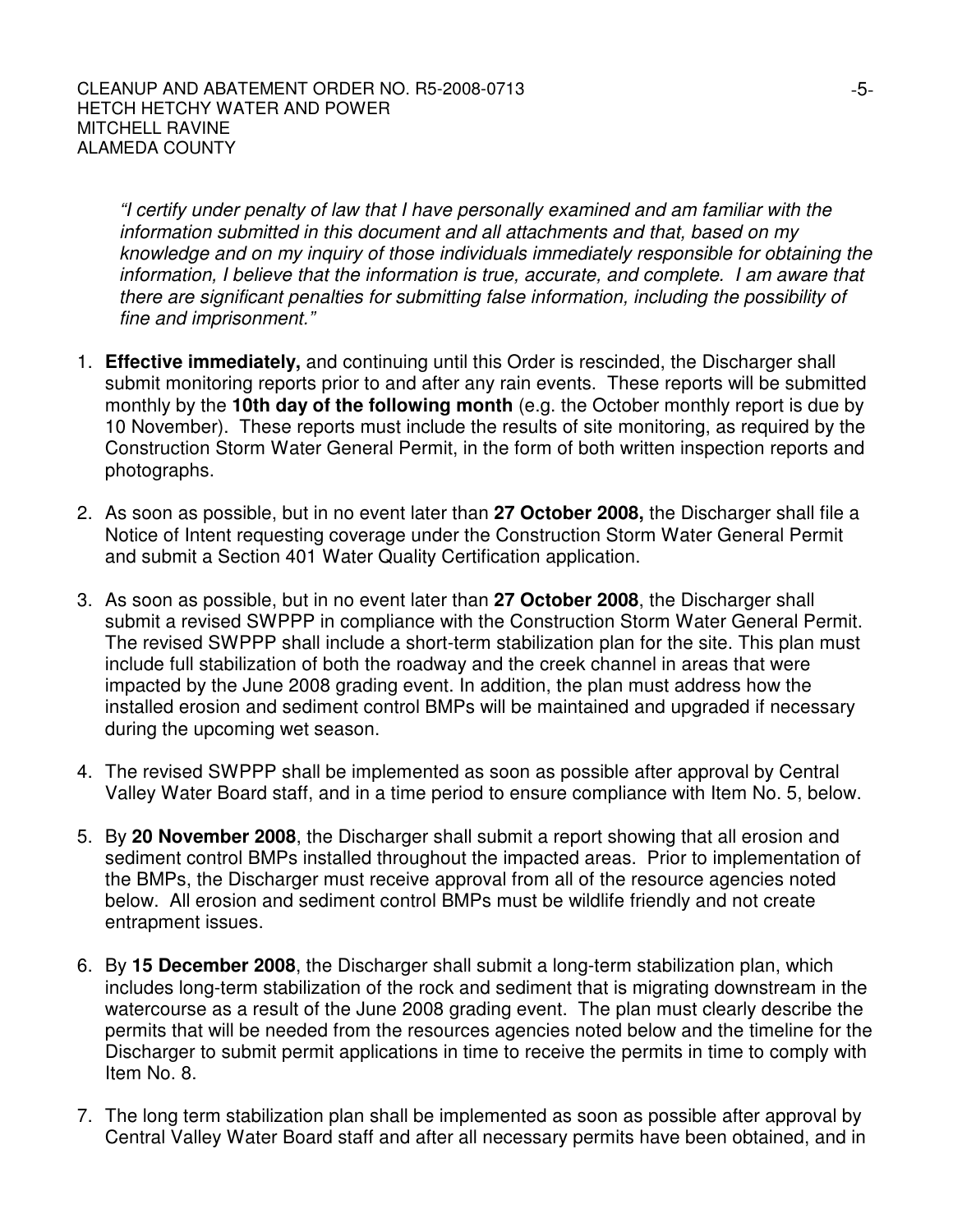*"I certify under penalty of law that I have personally examined and am familiar with the information submitted in this document and all attachments and that, based on my knowledge and on my inquiry of those individuals immediately responsible for obtaining the information, I believe that the information is true, accurate, and complete. I am aware that there are significant penalties for submitting false information, including the possibility of fine and imprisonment."*

1. **Effective immediately,** and continuing until this Order is rescinded, the Discharger shall submit monitoring reports prior to and after any rain events. These reports will be submitted monthly by the **10th day of the following month** (e.g. the October monthly report is due by 10 November). These reports must include the results of site monitoring, as required by the Construction Storm Water General Permit, in the form of both written inspection reports and photographs.

2. As soon as possible, but in no event later than **27 October 2008,** the Discharger shall file a Notice of Intent requesting coverage under the Construction Storm Water General Permit and submit a Section 401 Water Quality Certification application.

3. As soon as possible, but in no event later than **27 October 2008**, the Discharger shall submit a revised SWPPP in compliance with the Construction Storm Water General Permit. The revised SWPPP shall include a short-term stabilization plan for the site. This plan must include full stabilization of both the roadway and the creek channel in areas that were impacted by the June 2008 grading event. In addition, the plan must address how the installed erosion and sediment control BMPs will be maintained and upgraded if necessary during the upcoming wet season.

4. The revised SWPPP shall be implemented as soon as possible after approval by Central Valley Water Board staff, and in a time period to ensure compliance with Item No. 5, below.

5. By **20 November 2008**, the Discharger shall submit a report showing that all erosion and sediment control BMPs installed throughout the impacted areas. Prior to implementation of the BMPs, the Discharger must receive approval from all of the resource agencies noted below. All erosion and sediment control BMPs must be wildlife friendly and not create entrapment issues.

6. By **15 December 2008**, the Discharger shall submit a long-term stabilization plan, which includes long-term stabilization of the rock and sediment that is migrating downstream in the watercourse as a result of the June 2008 grading event. The plan must clearly describe the permits that will be needed from the resources agencies noted below and the timeline for the Discharger to submit permit applications in time to receive the permits in time to comply with Item No. 8.

7. The long term stabilization plan shall be implemented as soon as possible after approval by Central Valley Water Board staff and after all necessary permits have been obtained, and in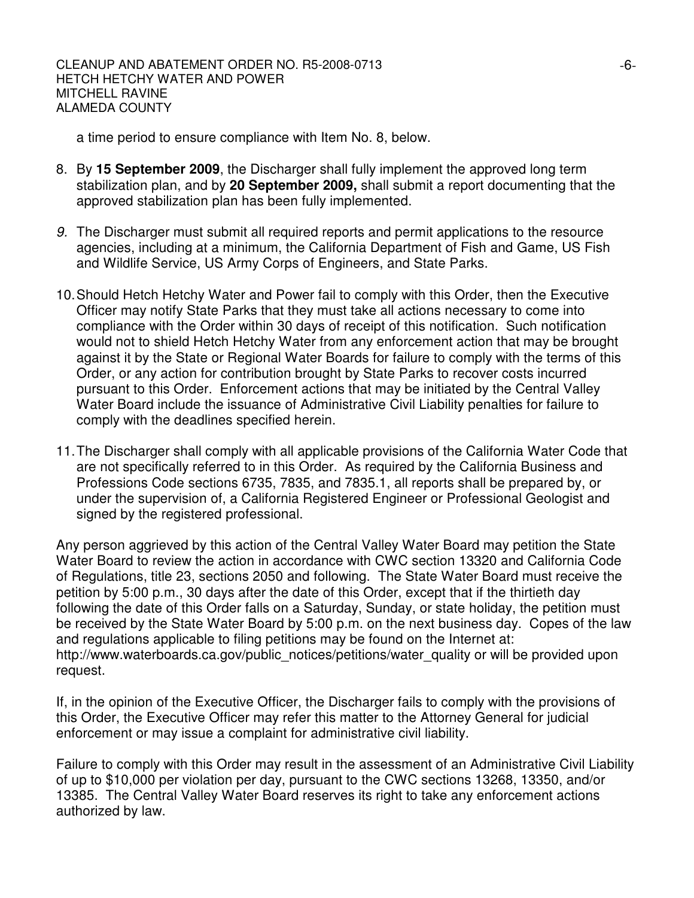a time period to ensure compliance with Item No. 8, below.

8. By **15 September 2009**, the Discharger shall fully implement the approved long term stabilization plan, and by **20 September 2009,** shall submit a report documenting that the approved stabilization plan has been fully implemented.

9. The Discharger must submit all required reports and permit applications to the resource agencies, including at a minimum, the California Department of Fish and Game, US Fish and Wildlife Service, US Army Corps of Engineers, and State Parks.

10. Should Hetch Hetchy Water and Power fail to comply with this Order, then the Executive Officer may notify State Parks that they must take all actions necessary to come into compliance with the Order within 30 days of receipt of this notification. Such notification would not to shield Hetch Hetchy Water from any enforcement action that may be brought against it by the State or Regional Water Boards for failure to comply with the terms of this Order, or any action for contribution brought by State Parks to recover costs incurred pursuant to this Order. Enforcement actions that may be initiated by the Central Valley Water Board include the issuance of Administrative Civil Liability penalties for failure to comply with the deadlines specified herein.

11. The Discharger shall comply with all applicable provisions of the California Water Code that are not specifically referred to in this Order. As required by the California Business and Professions Code sections 6735, 7835, and 7835.1, all reports shall be prepared by, or under the supervision of, a California Registered Engineer or Professional Geologist and signed by the registered professional.

Any person aggrieved by this action of the Central Valley Water Board may petition the State Water Board to review the action in accordance with CWC section 13320 and California Code of Regulations, title 23, sections 2050 and following. The State Water Board must receive the petition by 5:00 p.m., 30 days after the date of this Order, except that if the thirtieth day following the date of this Order falls on a Saturday, Sunday, or state holiday, the petition must be received by the State Water Board by 5:00 p.m. on the next business day. Copes of the law and regulations applicable to filing petitions may be found on the Internet at: http://www.waterboards.ca.gov/public_notices/petitions/water_quality or will be provided upon request.

If, in the opinion of the Executive Officer, the Discharger fails to comply with the provisions of this Order, the Executive Officer may refer this matter to the Attorney General for judicial enforcement or may issue a complaint for administrative civil liability.

Failure to comply with this Order may result in the assessment of an Administrative Civil Liability of up to $10,000 per violation per day, pursuant to the CWC sections 13268, 13350, and/or 13385. The Central Valley Water Board reserves its right to take any enforcement actions authorized by law.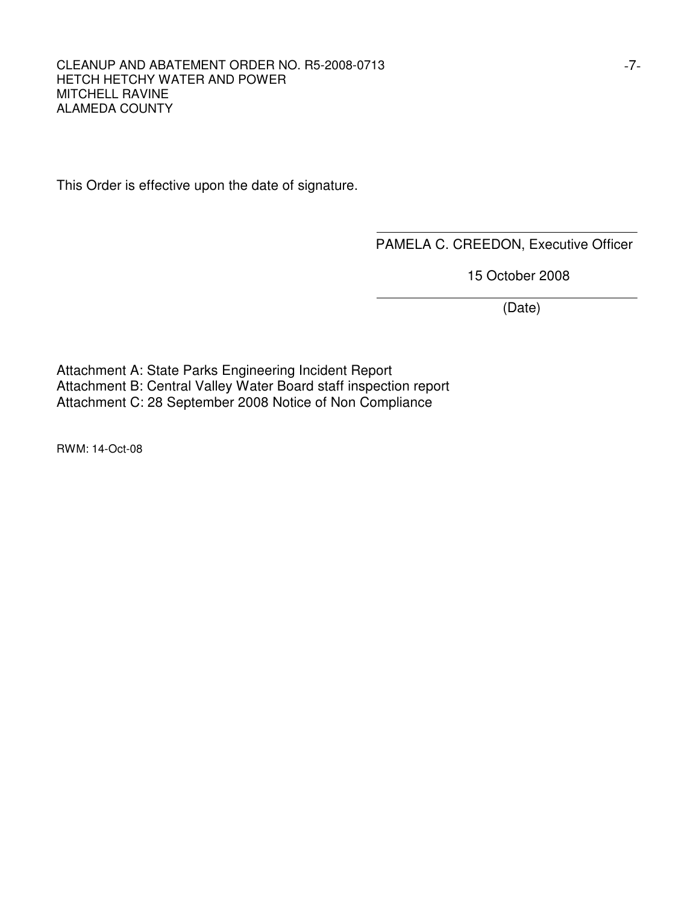This Order is effective upon the date of signature.

PAMELA C. CREEDON, Executive Officer

15 October 2008

(Date)

Attachment A: State Parks Engineering Incident Report
Attachment B: Central Valley Water Board staff inspection report
Attachment C: 28 September 2008 Notice of Non Compliance

RWM: 14-Oct-08